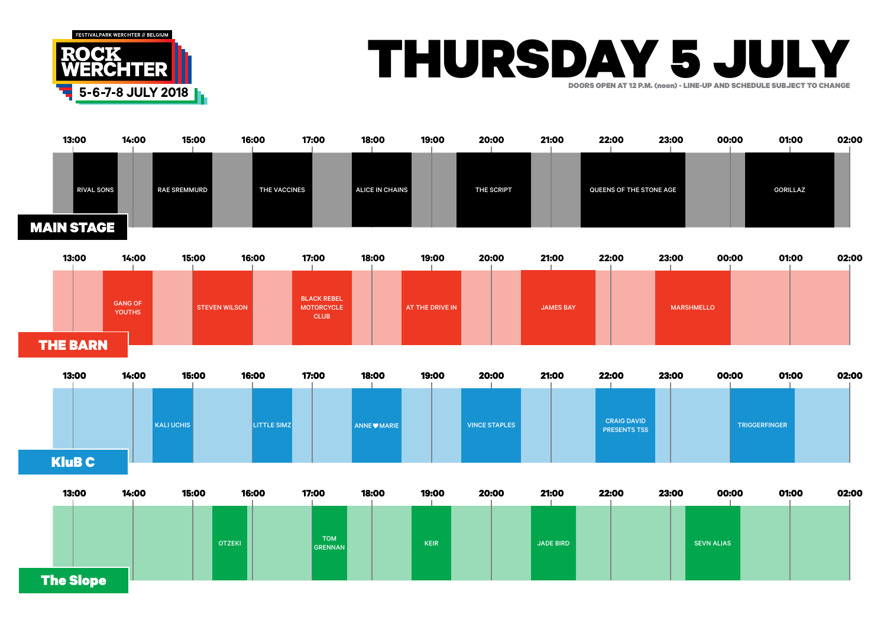FESTIVALPARK WERCHTER // BELGIUM

**ROCK WERCHTER**

5-6-7-8 JULY 2018

# THURSDAY 5 JULY

DOORS OPEN AT 12 P.M. (noon) - LINE-UP AND SCHEDULE SUBJECT TO CHANGE

## MAIN STAGE

- RIVAL SONS
- RAE SREMMURD
- THE VACCINES
- ALICE IN CHAINS
- THE SCRIPT
- QUEENS OF THE STONE AGE
- GORILLAZ

## THE BARN

- GANG OF YOUTHS
- STEVEN WILSON
- BLACK REBEL MOTORCYCLE CLUB
- AT THE DRIVE IN
- JAMES BAY
- MARSHMELLO

## KluB C

- KALI UCHIS
- LITTLE SIMZ
- ANNE♥MARIE
- VINCE STAPLES
- CRAIG DAVID PRESENTS TS5
- TRIGGERFINGER

## The Slope

- OTZEKI
- TOM GRENNAN
- KEIR
- JADE BIRD
- SEVN ALIAS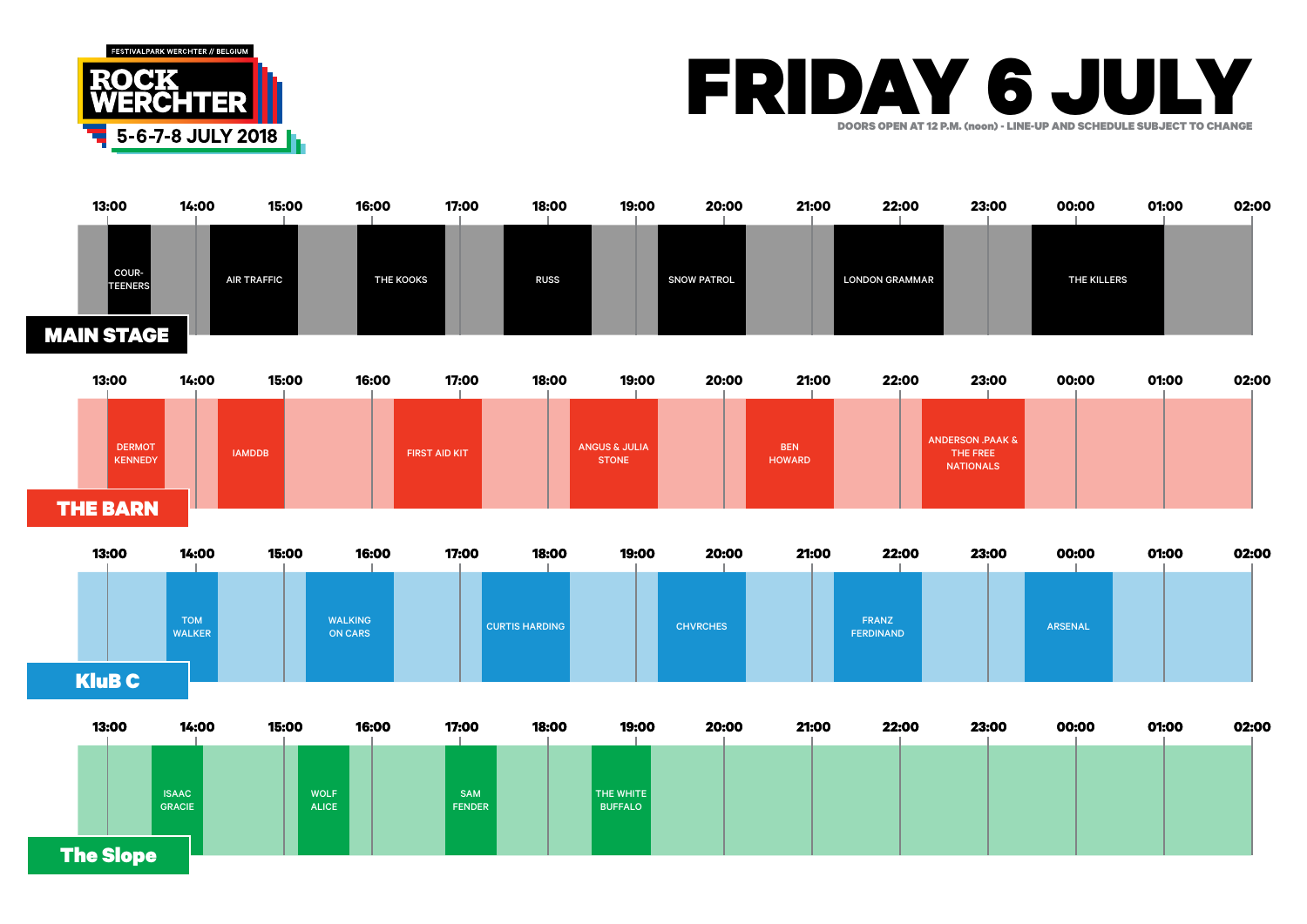FESTIVALPARK WERCHTER // BELGIUM

ROCK WERCHTER

5-6-7-8 JULY 2018

# FRIDAY 6 JULY

DOORS OPEN AT 12 P.M. (noon) - LINE-UP AND SCHEDULE SUBJECT TO CHANGE

## MAIN STAGE

- COURTEENERS
- AIR TRAFFIC
- THE KOOKS
- RUSS
- SNOW PATROL
- LONDON GRAMMAR
- THE KILLERS

## THE BARN

- DERMOT KENNEDY
- IAMDDB
- FIRST AID KIT
- ANGUS & JULIA STONE
- BEN HOWARD
- ANDERSON .PAAK & THE FREE NATIONALS

## KluB C

- TOM WALKER
- WALKING ON CARS
- CURTIS HARDING
- CHVRCHES
- FRANZ FERDINAND
- ARSENAL

## The Slope

- ISAAC GRACIE
- WOLF ALICE
- SAM FENDER
- THE WHITE BUFFALO

Timeline: 13:00 – 14:00 – 15:00 – 16:00 – 17:00 – 18:00 – 19:00 – 20:00 – 21:00 – 22:00 – 23:00 – 00:00 – 01:00 – 02:00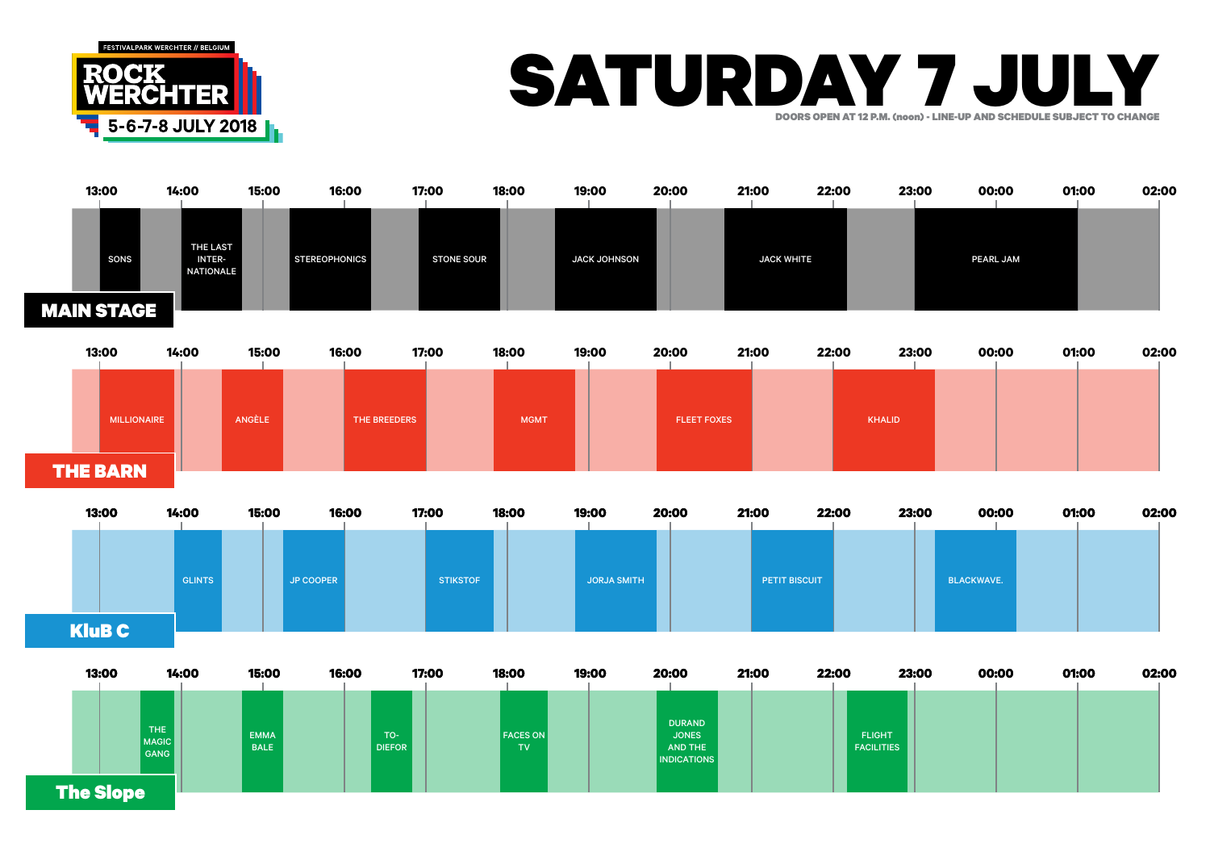FESTIVALPARK WERCHTER // BELGIUM

**ROCK WERCHTER**

5-6-7-8 JULY 2018

# SATURDAY 7 JULY

DOORS OPEN AT 12 P.M. (noon) - LINE-UP AND SCHEDULE SUBJECT TO CHANGE

## MAIN STAGE

13:00 | 14:00 | 15:00 | 16:00 | 17:00 | 18:00 | 19:00 | 20:00 | 21:00 | 22:00 | 23:00 | 00:00 | 01:00 | 02:00

- SONS
- THE LAST INTER-NATIONALE
- STEREOPHONICS
- STONE SOUR
- JACK JOHNSON
- JACK WHITE
- PEARL JAM

## THE BARN

13:00 | 14:00 | 15:00 | 16:00 | 17:00 | 18:00 | 19:00 | 20:00 | 21:00 | 22:00 | 23:00 | 00:00 | 01:00 | 02:00

- MILLIONAIRE
- ANGÈLE
- THE BREEDERS
- MGMT
- FLEET FOXES
- KHALID

## KluB C

13:00 | 14:00 | 15:00 | 16:00 | 17:00 | 18:00 | 19:00 | 20:00 | 21:00 | 22:00 | 23:00 | 00:00 | 01:00 | 02:00

- GLINTS
- JP COOPER
- STIKSTOF
- JORJA SMITH
- PETIT BISCUIT
- BLACKWAVE.

## The Slope

13:00 | 14:00 | 15:00 | 16:00 | 17:00 | 18:00 | 19:00 | 20:00 | 21:00 | 22:00 | 23:00 | 00:00 | 01:00 | 02:00

- THE MAGIC GANG
- EMMA BALE
- TO-DIEFOR
- FACES ON TV
- DURAND JONES AND THE INDICATIONS
- FLIGHT FACILITIES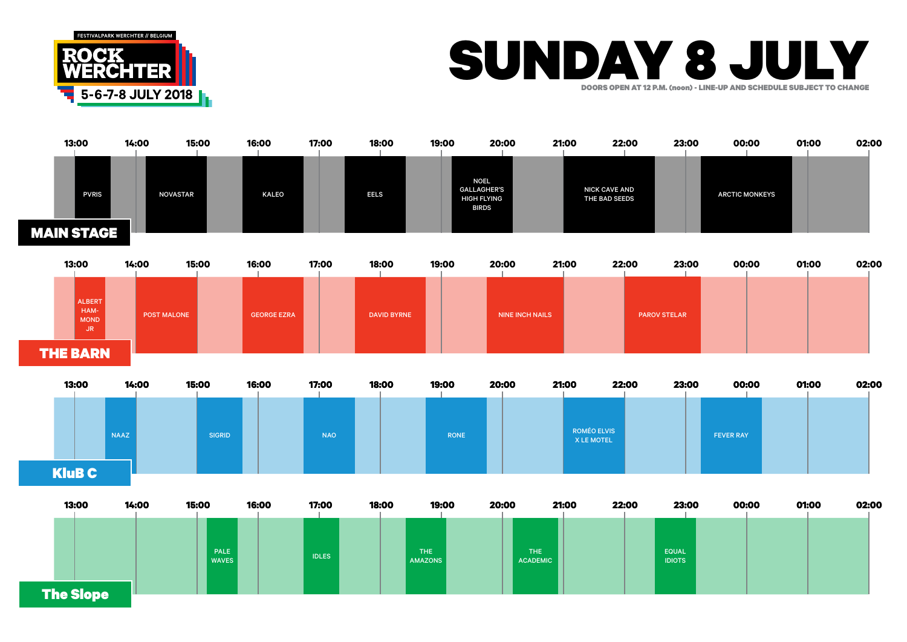FESTIVALPARK WERCHTER // BELGIUM

ROCK WERCHTER

5-6-7-8 JULY 2018

# SUNDAY 8 JULY

DOORS OPEN AT 12 P.M. (noon) - LINE-UP AND SCHEDULE SUBJECT TO CHANGE

## MAIN STAGE

13:00 14:00 15:00 16:00 17:00 18:00 19:00 20:00 21:00 22:00 23:00 00:00 01:00 02:00

PVRIS

NOVASTAR

KALEO

EELS

NOEL GALLAGHER'S HIGH FLYING BIRDS

NICK CAVE AND THE BAD SEEDS

ARCTIC MONKEYS

## THE BARN

13:00 14:00 15:00 16:00 17:00 18:00 19:00 20:00 21:00 22:00 23:00 00:00 01:00 02:00

ALBERT HAM-MOND JR

POST MALONE

GEORGE EZRA

DAVID BYRNE

NINE INCH NAILS

PAROV STELAR

## KluB C

13:00 14:00 15:00 16:00 17:00 18:00 19:00 20:00 21:00 22:00 23:00 00:00 01:00 02:00

NAAZ

SIGRID

NAO

RONE

ROMÉO ELVIS X LE MOTEL

FEVER RAY

## The Slope

13:00 14:00 15:00 16:00 17:00 18:00 19:00 20:00 21:00 22:00 23:00 00:00 01:00 02:00

PALE WAVES

IDLES

THE AMAZONS

THE ACADEMIC

EQUAL IDIOTS